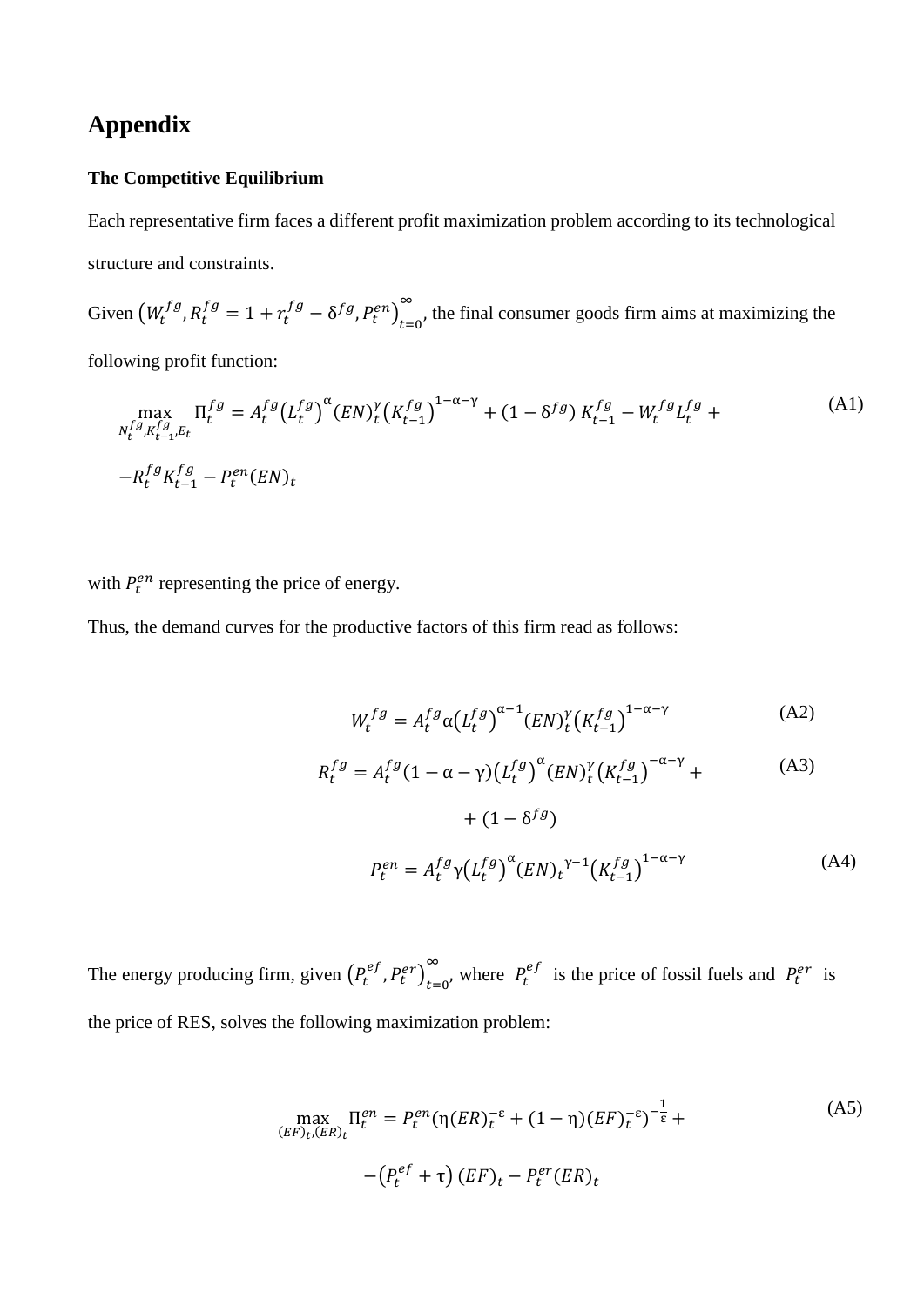# Appendix

**The Competitive Equilibrium**

Each representative firm faces a different profit maximization problem according to its technological structure and constraints.

Given $\left(W_t^{fg}, R_t^{fg} = 1 + r_t^{fg} - \delta^{fg}, P_t^{en}\right)_{t=0}^{\infty}$, the final consumer goods firm aims at maximizing the following profit function:

$$\max_{N_t^{fg}, K_{t-1}^{fg}, E_t} \Pi_t^{fg} = A_t^{fg}\left(L_t^{fg}\right)^{\alpha}(EN)_t^{\gamma}\left(K_{t-1}^{fg}\right)^{1-\alpha-\gamma} + (1-\delta^{fg})\, K_{t-1}^{fg} - W_t^{fg}L_t^{fg} + - R_t^{fg}K_{t-1}^{fg} - P_t^{en}(EN)_t \tag{A1}$$

with $P_t^{en}$ representing the price of energy.

Thus, the demand curves for the productive factors of this firm read as follows:

$$W_t^{fg} = A_t^{fg}\alpha\left(L_t^{fg}\right)^{\alpha-1}(EN)_t^{\gamma}\left(K_{t-1}^{fg}\right)^{1-\alpha-\gamma} \tag{A2}$$

$$R_t^{fg} = A_t^{fg}(1-\alpha-\gamma)\left(L_t^{fg}\right)^{\alpha}(EN)_t^{\gamma}\left(K_{t-1}^{fg}\right)^{-\alpha-\gamma} + + (1-\delta^{fg}) \tag{A3}$$

$$P_t^{en} = A_t^{fg}\gamma\left(L_t^{fg}\right)^{\alpha}(EN)_t{}^{\gamma-1}\left(K_{t-1}^{fg}\right)^{1-\alpha-\gamma} \tag{A4}$$

The energy producing firm, given $\left(P_t^{ef}, P_t^{er}\right)_{t=0}^{\infty}$, where $P_t^{ef}$ is the price of fossil fuels and $P_t^{er}$ is the price of RES, solves the following maximization problem:

$$\max_{(EF)_t,(ER)_t} \Pi_t^{en} = P_t^{en}\left(\eta(ER)_t^{-\varepsilon} + (1-\eta)(EF)_t^{-\varepsilon}\right)^{-\frac{1}{\varepsilon}} + -\left(P_t^{ef} + \tau\right)(EF)_t - P_t^{er}(ER)_t \tag{A5}$$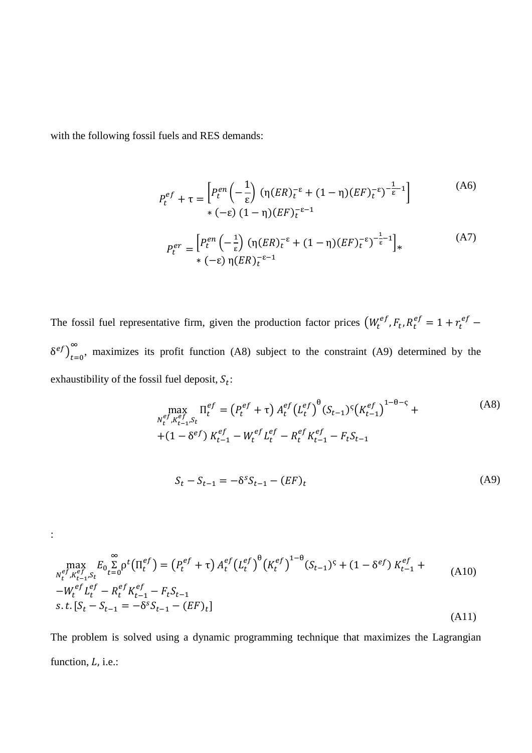with the following fossil fuels and RES demands:

$$P_t^{ef} + \tau = \left[P_t^{en}\left(-\frac{1}{\varepsilon}\right)\left(\eta(ER)_t^{-\varepsilon} + (1-\eta)(EF)_t^{-\varepsilon}\right)^{-\frac{1}{\varepsilon}-1}\right] * (-\varepsilon)\,(1-\eta)(EF)_t^{-\varepsilon-1} \tag{A6}$$

$$P_t^{er} = \left[P_t^{en}\left(-\frac{1}{\varepsilon}\right)\left(\eta(ER)_t^{-\varepsilon} + (1-\eta)(EF)_t^{-\varepsilon}\right)^{-\frac{1}{\varepsilon}-1}\right] * * (-\varepsilon)\,\eta(ER)_t^{-\varepsilon-1} \tag{A7}$$

The fossil fuel representative firm, given the production factor prices $\left(W_t^{ef}, F_t, R_t^{ef} = 1 + r_t^{ef} - \delta^{ef}\right)_{t=0}^{\infty}$, maximizes its profit function (A8) subject to the constraint (A9) determined by the exhaustibility of the fossil fuel deposit, $S_t$:

$$\max_{N_t^{ef}, K_{t-1}^{ef}, S_t} \Pi_t^{ef} = \left(P_t^{ef} + \tau\right) A_t^{ef}\left(L_t^{ef}\right)^{\theta}(S_{t-1})^{\varsigma}\left(K_{t-1}^{ef}\right)^{1-\theta-\varsigma} + +(1-\delta^{ef})\,K_{t-1}^{ef} - W_t^{ef}L_t^{ef} - R_t^{ef}K_{t-1}^{ef} - F_t S_{t-1} \tag{A8}$$

$$S_t - S_{t-1} = -\delta^s S_{t-1} - (EF)_t \tag{A9}$$

:

$$\max_{N_t^{ef}, K_{t-1}^{ef}, S_t} E_0 \sum_{t=0}^{\infty} \rho^t\left(\Pi_t^{ef}\right) = \left(P_t^{ef} + \tau\right) A_t^{ef}\left(L_t^{ef}\right)^{\theta}\left(K_t^{ef}\right)^{1-\theta}(S_{t-1})^{\varsigma} + (1-\delta^{ef})\,K_{t-1}^{ef} + -W_t^{ef}L_t^{ef} - R_t^{ef}K_{t-1}^{ef} - F_t S_{t-1} \tag{A10}$$

$$s.t.\,[S_t - S_{t-1} = -\delta^s S_{t-1} - (EF)_t] \tag{A11}$$

The problem is solved using a dynamic programming technique that maximizes the Lagrangian function, $L$, i.e.: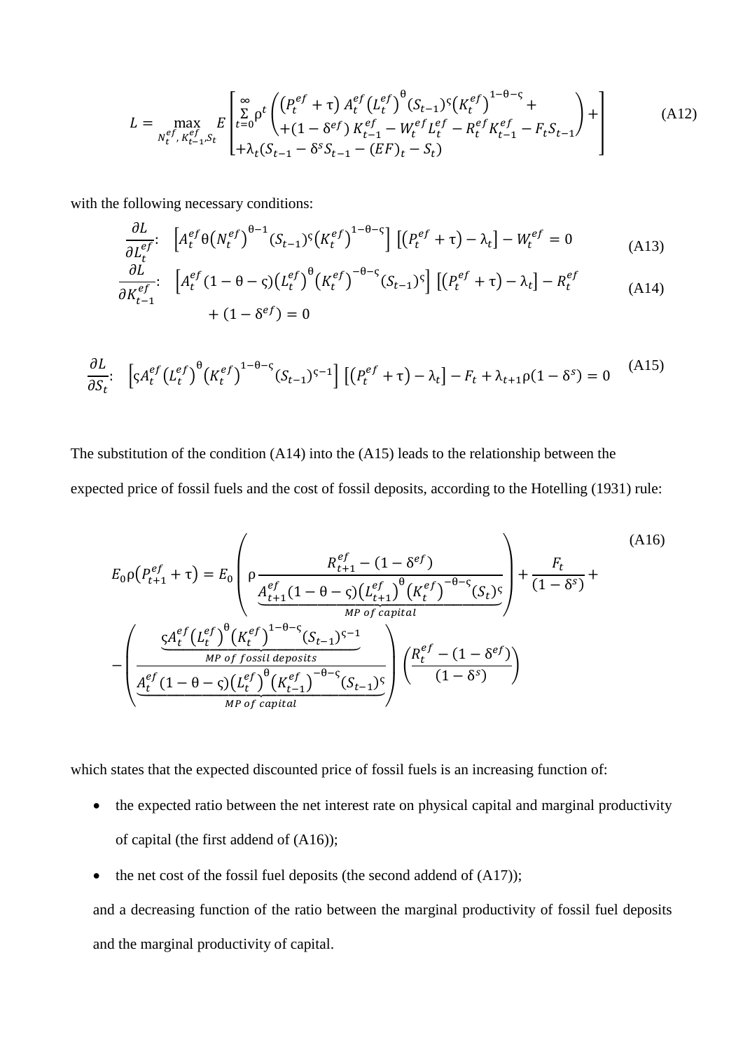$$L = \max_{N_t^{ef},\, K_{t-1}^{ef}, S_t} E \left[ \begin{array}{l} \sum_{t=0}^{\infty} \rho^t \left( \begin{array}{l} \left(P_t^{ef} + \tau\right) A_t^{ef} \left(L_t^{ef}\right)^{\theta} (S_{t-1})^{\varsigma} \left(K_t^{ef}\right)^{1-\theta-\varsigma} + \\ +(1-\delta^{ef})\, K_{t-1}^{ef} - W_t^{ef} L_t^{ef} - R_t^{ef} K_{t-1}^{ef} - F_t S_{t-1} \end{array} \right) + \\ +\lambda_t (S_{t-1} - \delta^s S_{t-1} - (EF)_t - S_t) \end{array} \right] \tag{A12}$$

with the following necessary conditions:

$$\frac{\partial L}{\partial L_t^{ef}}: \quad \left[A_t^{ef} \theta \left(N_t^{ef}\right)^{\theta-1} (S_{t-1})^{\varsigma} \left(K_t^{ef}\right)^{1-\theta-\varsigma}\right] \left[\left(P_t^{ef} + \tau\right) - \lambda_t\right] - W_t^{ef} = 0 \tag{A13}$$

$$\frac{\partial L}{\partial K_{t-1}^{ef}}: \quad \left[A_t^{ef} (1-\theta-\varsigma) \left(L_t^{ef}\right)^{\theta} \left(K_t^{ef}\right)^{-\theta-\varsigma} (S_{t-1})^{\varsigma}\right] \left[\left(P_t^{ef} + \tau\right) - \lambda_t\right] - R_t^{ef} + (1-\delta^{ef}) = 0 \tag{A14}$$

$$\frac{\partial L}{\partial S_t}: \quad \left[\varsigma A_t^{ef} \left(L_t^{ef}\right)^{\theta} \left(K_t^{ef}\right)^{1-\theta-\varsigma} (S_{t-1})^{\varsigma-1}\right] \left[\left(P_t^{ef} + \tau\right) - \lambda_t\right] - F_t + \lambda_{t+1} \rho (1-\delta^s) = 0 \tag{A15}$$

The substitution of the condition (A14) into the (A15) leads to the relationship between the expected price of fossil fuels and the cost of fossil deposits, according to the Hotelling (1931) rule:

$$E_0 \rho \left(P_{t+1}^{ef} + \tau\right) = E_0 \left( \rho \frac{R_{t+1}^{ef} - (1-\delta^{ef})}{\underbrace{A_{t+1}^{ef} (1-\theta-\varsigma) \left(L_{t+1}^{ef}\right)^{\theta} \left(K_t^{ef}\right)^{-\theta-\varsigma} (S_t)^{\varsigma}}_{MP\ of\ capital}} \right) + \frac{F_t}{(1-\delta^s)} + - \left( \frac{\overbrace{\varsigma A_t^{ef} \left(L_t^{ef}\right)^{\theta} \left(K_t^{ef}\right)^{1-\theta-\varsigma} (S_{t-1})^{\varsigma-1}}^{MP\ of\ fossil\ deposits}}{\underbrace{A_t^{ef} (1-\theta-\varsigma) \left(L_t^{ef}\right)^{\theta} \left(K_{t-1}^{ef}\right)^{-\theta-\varsigma} (S_{t-1})^{\varsigma}}_{MP\ of\ capital}} \right) \left( \frac{R_t^{ef} - (1-\delta^{ef})}{(1-\delta^s)} \right) \tag{A16}$$

which states that the expected discounted price of fossil fuels is an increasing function of:

- the expected ratio between the net interest rate on physical capital and marginal productivity of capital (the first addend of (A16));
- the net cost of the fossil fuel deposits (the second addend of (A17));

and a decreasing function of the ratio between the marginal productivity of fossil fuel deposits and the marginal productivity of capital.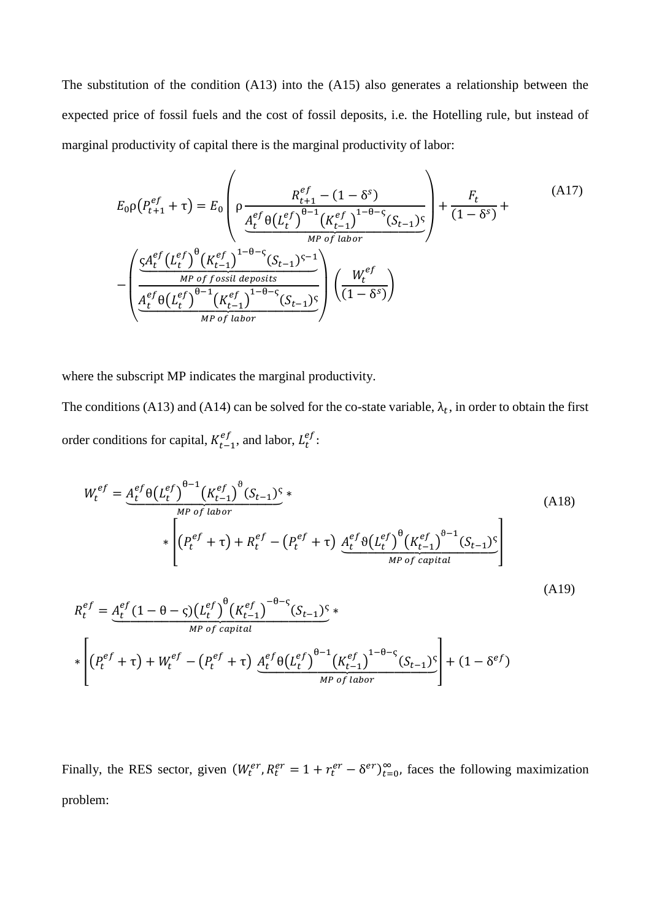The substitution of the condition (A13) into the (A15) also generates a relationship between the expected price of fossil fuels and the cost of fossil deposits, i.e. the Hotelling rule, but instead of marginal productivity of capital there is the marginal productivity of labor:

$$E_0\rho\left(P_{t+1}^{ef}+\tau\right)=E_0\left(\rho\frac{R_{t+1}^{ef}-(1-\delta^{s})}{\underbrace{A_t^{ef}\theta\left(L_t^{ef}\right)^{\theta-1}\left(K_{t-1}^{ef}\right)^{1-\theta-\varsigma}(S_{t-1})^{\varsigma}}_{MP\ of\ labor}}\right)+\frac{F_t}{(1-\delta^{s})}+$$
$$-\left(\frac{\underbrace{\varsigma A_t^{ef}\left(L_t^{ef}\right)^{\theta}\left(K_{t-1}^{ef}\right)^{1-\theta-\varsigma}(S_{t-1})^{\varsigma-1}}_{MP\ of\ fossil\ deposits}}{\underbrace{A_t^{ef}\theta\left(L_t^{ef}\right)^{\theta-1}\left(K_{t-1}^{ef}\right)^{1-\theta-\varsigma}(S_{t-1})^{\varsigma}}_{MP\ of\ labor}}\right)\left(\frac{W_t^{ef}}{(1-\delta^{s})}\right) \tag{A17}$$

where the subscript MP indicates the marginal productivity.

The conditions (A13) and (A14) can be solved for the co-state variable, $\lambda_t$, in order to obtain the first order conditions for capital, $K_{t-1}^{ef}$, and labor, $L_t^{ef}$:

$$W_t^{ef}=\underbrace{A_t^{ef}\theta\left(L_t^{ef}\right)^{\theta-1}\left(K_{t-1}^{ef}\right)^{\vartheta}(S_{t-1})^{\varsigma}}_{MP\ of\ labor}*$$
$$*\left[\left(P_t^{ef}+\tau\right)+R_t^{ef}-\left(P_t^{ef}+\tau\right)\underbrace{A_t^{ef}\vartheta\left(L_t^{ef}\right)^{\theta}\left(K_{t-1}^{ef}\right)^{\vartheta-1}(S_{t-1})^{\varsigma}}_{MP\ of\ capital}\right] \tag{A18}$$

$$R_t^{ef}=\underbrace{A_t^{ef}(1-\theta-\varsigma)\left(L_t^{ef}\right)^{\theta}\left(K_{t-1}^{ef}\right)^{-\theta-\varsigma}(S_{t-1})^{\varsigma}}_{MP\ of\ capital}*$$
$$*\left[\left(P_t^{ef}+\tau\right)+W_t^{ef}-\left(P_t^{ef}+\tau\right)\underbrace{A_t^{ef}\theta\left(L_t^{ef}\right)^{\theta-1}\left(K_{t-1}^{ef}\right)^{1-\theta-\varsigma}(S_{t-1})^{\varsigma}}_{MP\ of\ labor}\right]+(1-\delta^{ef}) \tag{A19}$$

Finally, the RES sector, given $(W_t^{er}, R_t^{er}=1+r_t^{er}-\delta^{er})_{t=0}^{\infty}$, faces the following maximization problem: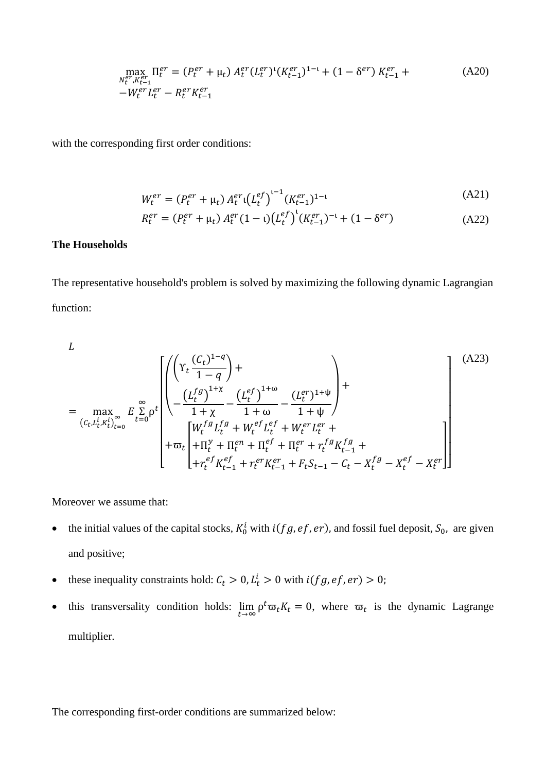$$\max_{N_t^{er},K_{t-1}^{er}} \Pi_t^{er} = (P_t^{er} + \mu_t)\, A_t^{er} (L_t^{er})^{\iota} (K_{t-1}^{er})^{1-\iota} + (1-\delta^{er})\, K_{t-1}^{er} + -W_t^{er} L_t^{er} - R_t^{er} K_{t-1}^{er} \tag{A20}$$

with the corresponding first order conditions:

$$W_t^{er} = (P_t^{er} + \mu_t)\, A_t^{er} \iota \left(L_t^{ef}\right)^{\iota-1} (K_{t-1}^{er})^{1-\iota} \tag{A21}$$

$$R_t^{er} = (P_t^{er} + \mu_t)\, A_t^{er} (1-\iota) \left(L_t^{ef}\right)^{\iota} (K_{t-1}^{er})^{-\iota} + (1-\delta^{er}) \tag{A22}$$

**The Households**

The representative household's problem is solved by maximizing the following dynamic Lagrangian function:

$$L = \max_{\left(C_t, L_t^i, K_t^i\right)_{t=0}^{\infty}} E \sum_{t=0}^{\infty} \rho^t \left[ \left( \left( \Upsilon_t \frac{(C_t)^{1-q}}{1-q} \right) + - \frac{\left(L_t^{fg}\right)^{1+\chi}}{1+\chi} - \frac{\left(L_t^{ef}\right)^{1+\omega}}{1+\omega} - \frac{\left(L_t^{er}\right)^{1+\psi}}{1+\psi} \right) + + \varpi_t \begin{bmatrix} W_t^{fg} L_t^{fg} + W_t^{ef} L_t^{ef} + W_t^{er} L_t^{er} + \\ + \Pi_t^{y} + \Pi_t^{en} + \Pi_t^{ef} + \Pi_t^{er} + r_t^{fg} K_{t-1}^{fg} + \\ + r_t^{ef} K_{t-1}^{ef} + r_t^{er} K_{t-1}^{er} + F_t S_{t-1} - C_t - X_t^{fg} - X_t^{ef} - X_t^{er} \end{bmatrix} \right] \tag{A23}$$

Moreover we assume that:

- the initial values of the capital stocks, $K_0^i$ with $i(fg, ef, er)$, and fossil fuel deposit, $S_0$, are given and positive;
- these inequality constraints hold: $C_t > 0, L_t^i > 0$ with $i(fg, ef, er) > 0$;
- this transversality condition holds: $\lim_{t\to\infty} \rho^t \varpi_t K_t = 0$, where $\varpi_t$ is the dynamic Lagrange multiplier.

The corresponding first-order conditions are summarized below: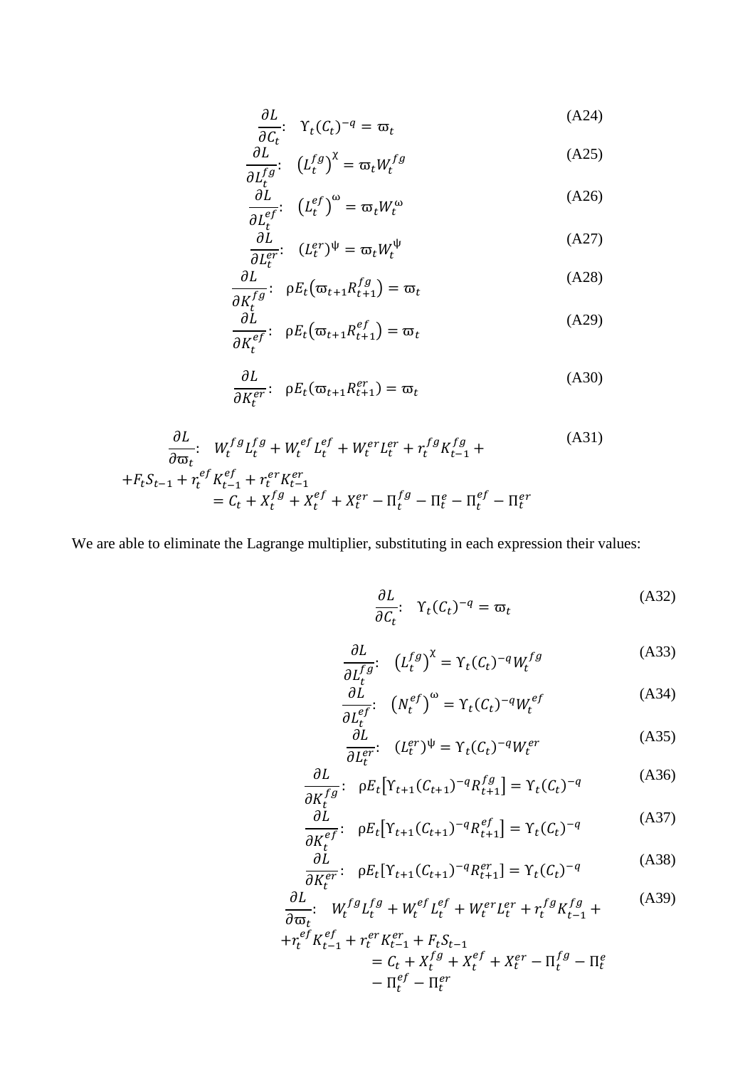$$\frac{\partial L}{\partial C_t}: \quad \Upsilon_t (C_t)^{-q} = \varpi_t \tag{A24}$$

$$\frac{\partial L}{\partial L_t^{fg}}: \quad \left(L_t^{fg}\right)^{\chi} = \varpi_t W_t^{fg} \tag{A25}$$

$$\frac{\partial L}{\partial L_t^{ef}}: \quad \left(L_t^{ef}\right)^{\omega} = \varpi_t W_t^{\omega} \tag{A26}$$

$$\frac{\partial L}{\partial L_t^{er}}: \quad (L_t^{er})^{\psi} = \varpi_t W_t^{\psi} \tag{A27}$$

$$\frac{\partial L}{\partial K_t^{fg}}: \quad \rho E_t\left(\varpi_{t+1} R_{t+1}^{fg}\right) = \varpi_t \tag{A28}$$

$$\frac{\partial L}{\partial K_t^{ef}}: \quad \rho E_t\left(\varpi_{t+1} R_{t+1}^{ef}\right) = \varpi_t \tag{A29}$$

$$\frac{\partial L}{\partial K_t^{er}}: \quad \rho E_t(\varpi_{t+1} R_{t+1}^{er}) = \varpi_t \tag{A30}$$

$$\begin{aligned} \frac{\partial L}{\partial \varpi_t}: \quad & W_t^{fg} L_t^{fg} + W_t^{ef} L_t^{ef} + W_t^{er} L_t^{er} + r_t^{fg} K_{t-1}^{fg} + \\ & + F_t S_{t-1} + r_t^{ef} K_{t-1}^{ef} + r_t^{er} K_{t-1}^{er} \\ & = C_t + X_t^{fg} + X_t^{ef} + X_t^{er} - \Pi_t^{fg} - \Pi_t^{e} - \Pi_t^{ef} - \Pi_t^{er} \end{aligned} \tag{A31}$$

We are able to eliminate the Lagrange multiplier, substituting in each expression their values:

$$\frac{\partial L}{\partial C_t}: \quad \Upsilon_t (C_t)^{-q} = \varpi_t \tag{A32}$$

$$\frac{\partial L}{\partial L_t^{fg}}: \quad \left(L_t^{fg}\right)^{\chi} = \Upsilon_t (C_t)^{-q} W_t^{fg} \tag{A33}$$

$$\frac{\partial L}{\partial L_t^{ef}}: \quad \left(N_t^{ef}\right)^{\omega} = \Upsilon_t (C_t)^{-q} W_t^{ef} \tag{A34}$$

$$\frac{\partial L}{\partial L_t^{er}}: \quad (L_t^{er})^{\psi} = \Upsilon_t (C_t)^{-q} W_t^{er} \tag{A35}$$

$$\frac{\partial L}{\partial K_t^{fg}}: \quad \rho E_t\left[\Upsilon_{t+1} (C_{t+1})^{-q} R_{t+1}^{fg}\right] = \Upsilon_t (C_t)^{-q} \tag{A36}$$

$$\frac{\partial L}{\partial K_t^{ef}}: \quad \rho E_t\left[\Upsilon_{t+1} (C_{t+1})^{-q} R_{t+1}^{ef}\right] = \Upsilon_t (C_t)^{-q} \tag{A37}$$

$$\frac{\partial L}{\partial K_t^{er}}: \quad \rho E_t[\Upsilon_{t+1} (C_{t+1})^{-q} R_{t+1}^{er}] = \Upsilon_t (C_t)^{-q} \tag{A38}$$

$$\begin{aligned} \frac{\partial L}{\partial \varpi_t}: \quad & W_t^{fg} L_t^{fg} + W_t^{ef} L_t^{ef} + W_t^{er} L_t^{er} + r_t^{fg} K_{t-1}^{fg} + \\ & + r_t^{ef} K_{t-1}^{ef} + r_t^{er} K_{t-1}^{er} + F_t S_{t-1} \\ & = C_t + X_t^{fg} + X_t^{ef} + X_t^{er} - \Pi_t^{fg} - \Pi_t^{e} \\ & - \Pi_t^{ef} - \Pi_t^{er} \end{aligned} \tag{A39}$$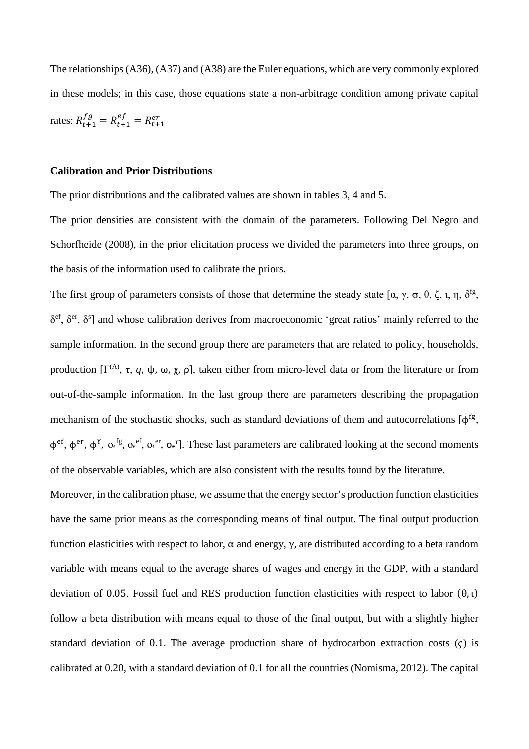The relationships (A36), (A37) and (A38) are the Euler equations, which are very commonly explored in these models; in this case, those equations state a non-arbitrage condition among private capital rates: $R_{t+1}^{fg} = R_{t+1}^{ef} = R_{t+1}^{er}$

**Calibration and Prior Distributions**

The prior distributions and the calibrated values are shown in tables 3, 4 and 5.

The prior densities are consistent with the domain of the parameters. Following Del Negro and Schorfheide (2008), in the prior elicitation process we divided the parameters into three groups, on the basis of the information used to calibrate the priors.

The first group of parameters consists of those that determine the steady state [$\alpha$, $\gamma$, $\sigma$, $\theta$, $\zeta$, $\iota$, $\eta$, $\delta^{fg}$, $\delta^{ef}$, $\delta^{er}$, $\delta^{s}$] and whose calibration derives from macroeconomic 'great ratios' mainly referred to the sample information. In the second group there are parameters that are related to policy, households, production [$\Gamma^{(A)}$, $\tau$, $q$, $\psi$, $\omega$, $\chi$, $\rho$], taken either from micro-level data or from the literature or from out-of-the-sample information. In the last group there are parameters describing the propagation mechanism of the stochastic shocks, such as standard deviations of them and autocorrelations [$\phi^{fg}$, $\phi^{ef}$, $\phi^{er}$, $\phi^{\Upsilon}$, $\sigma_{\epsilon}{}^{fg}$, $\sigma_{\epsilon}{}^{ef}$, $\sigma_{\epsilon}{}^{er}$, $\sigma_{\epsilon}{}^{\Upsilon}$]. These last parameters are calibrated looking at the second moments of the observable variables, which are also consistent with the results found by the literature.

Moreover, in the calibration phase, we assume that the energy sector's production function elasticities have the same prior means as the corresponding means of final output. The final output production function elasticities with respect to labor, $\alpha$ and energy, $\gamma$, are distributed according to a beta random variable with means equal to the average shares of wages and energy in the GDP, with a standard deviation of $0.05$. Fossil fuel and RES production function elasticities with respect to labor $(\theta, \iota)$ follow a beta distribution with means equal to those of the final output, but with a slightly higher standard deviation of 0.1. The average production share of hydrocarbon extraction costs ($\varsigma$) is calibrated at 0.20, with a standard deviation of 0.1 for all the countries (Nomisma, 2012). The capital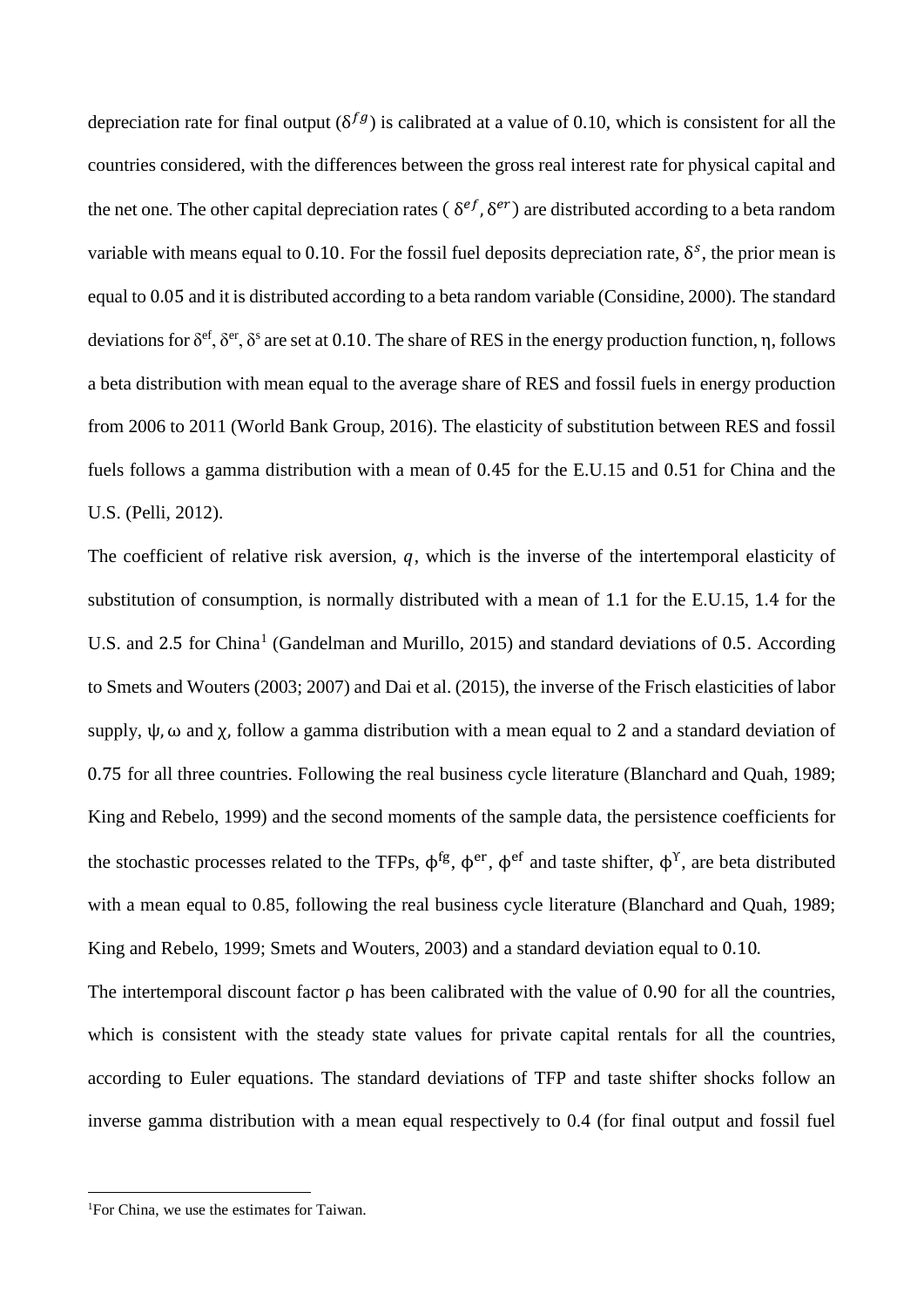depreciation rate for final output ($\delta^{fg}$) is calibrated at a value of 0.10, which is consistent for all the countries considered, with the differences between the gross real interest rate for physical capital and the net one. The other capital depreciation rates ( $\delta^{ef}, \delta^{er}$) are distributed according to a beta random variable with means equal to 0.10. For the fossil fuel deposits depreciation rate, $\delta^{s}$, the prior mean is equal to 0.05 and it is distributed according to a beta random variable (Considine, 2000). The standard deviations for $\delta^{ef}$, $\delta^{er}$, $\delta^{s}$ are set at 0.10. The share of RES in the energy production function, $\eta$, follows a beta distribution with mean equal to the average share of RES and fossil fuels in energy production from 2006 to 2011 (World Bank Group, 2016). The elasticity of substitution between RES and fossil fuels follows a gamma distribution with a mean of 0.45 for the E.U.15 and 0.51 for China and the U.S. (Pelli, 2012).

The coefficient of relative risk aversion, $q$, which is the inverse of the intertemporal elasticity of substitution of consumption, is normally distributed with a mean of 1.1 for the E.U.15, 1.4 for the U.S. and 2.5 for China[1] (Gandelman and Murillo, 2015) and standard deviations of 0.5. According to Smets and Wouters (2003; 2007) and Dai et al. (2015), the inverse of the Frisch elasticities of labor supply, $\psi$, $\omega$ and $\chi$, follow a gamma distribution with a mean equal to 2 and a standard deviation of 0.75 for all three countries. Following the real business cycle literature (Blanchard and Quah, 1989; King and Rebelo, 1999) and the second moments of the sample data, the persistence coefficients for the stochastic processes related to the TFPs, $\phi^{fg}$, $\phi^{er}$, $\phi^{ef}$ and taste shifter, $\phi^{\Upsilon}$, are beta distributed with a mean equal to 0.85, following the real business cycle literature (Blanchard and Quah, 1989; King and Rebelo, 1999; Smets and Wouters, 2003) and a standard deviation equal to 0.10.

The intertemporal discount factor $\rho$ has been calibrated with the value of 0.90 for all the countries, which is consistent with the steady state values for private capital rentals for all the countries, according to Euler equations. The standard deviations of TFP and taste shifter shocks follow an inverse gamma distribution with a mean equal respectively to 0.4 (for final output and fossil fuel

[1] For China, we use the estimates for Taiwan.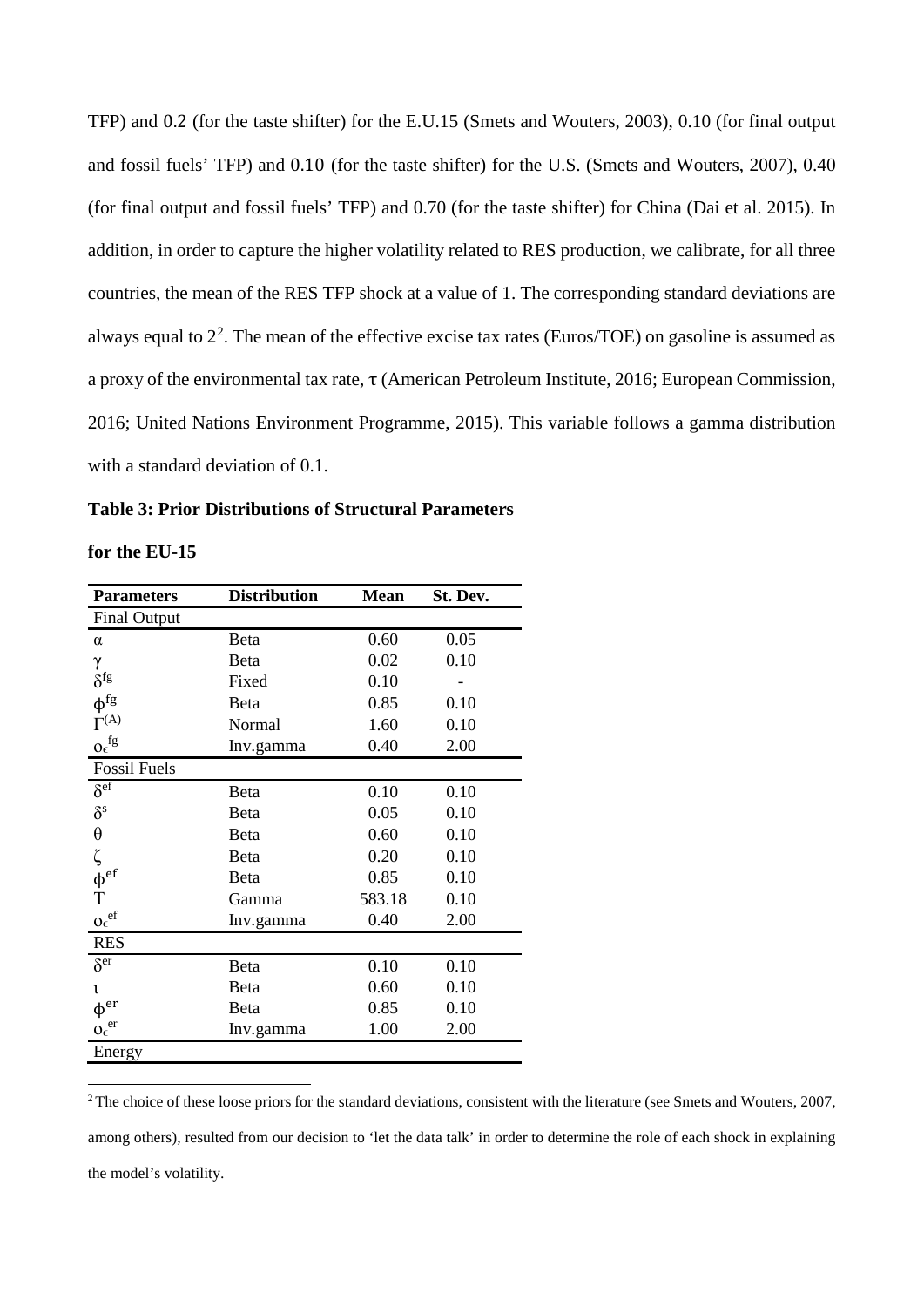TFP) and 0.2 (for the taste shifter) for the E.U.15 (Smets and Wouters, 2003), 0.10 (for final output and fossil fuels' TFP) and 0.10 (for the taste shifter) for the U.S. (Smets and Wouters, 2007), 0.40 (for final output and fossil fuels' TFP) and 0.70 (for the taste shifter) for China (Dai et al. 2015). In addition, in order to capture the higher volatility related to RES production, we calibrate, for all three countries, the mean of the RES TFP shock at a value of 1. The corresponding standard deviations are always equal to 2[2]. The mean of the effective excise tax rates (Euros/TOE) on gasoline is assumed as a proxy of the environmental tax rate, $\tau$ (American Petroleum Institute, 2016; European Commission, 2016; United Nations Environment Programme, 2015). This variable follows a gamma distribution with a standard deviation of 0.1.

**Table 3: Prior Distributions of Structural Parameters**

**for the EU-15**

| Parameters | Distribution | Mean | St. Dev. |
|---|---|---|---|
| Final Output | | | |
| $\alpha$ | Beta | 0.60 | 0.05 |
| $\gamma$ | Beta | 0.02 | 0.10 |
| $\delta^{fg}$ | Fixed | 0.10 | - |
| $\phi^{fg}$ | Beta | 0.85 | 0.10 |
| $\Gamma^{(A)}$ | Normal | 1.60 | 0.10 |
| $o_{\epsilon}^{fg}$ | Inv.gamma | 0.40 | 2.00 |
| Fossil Fuels | | | |
| $\delta^{ef}$ | Beta | 0.10 | 0.10 |
| $\delta^{s}$ | Beta | 0.05 | 0.10 |
| $\theta$ | Beta | 0.60 | 0.10 |
| $\zeta$ | Beta | 0.20 | 0.10 |
| $\phi^{ef}$ | Beta | 0.85 | 0.10 |
| T | Gamma | 583.18 | 0.10 |
| $o_{\epsilon}^{ef}$ | Inv.gamma | 0.40 | 2.00 |
| RES | | | |
| $\delta^{er}$ | Beta | 0.10 | 0.10 |
| $\iota$ | Beta | 0.60 | 0.10 |
| $\phi^{er}$ | Beta | 0.85 | 0.10 |
| $o_{\epsilon}^{er}$ | Inv.gamma | 1.00 | 2.00 |
| Energy | | | |

[2] The choice of these loose priors for the standard deviations, consistent with the literature (see Smets and Wouters, 2007, among others), resulted from our decision to 'let the data talk' in order to determine the role of each shock in explaining the model's volatility.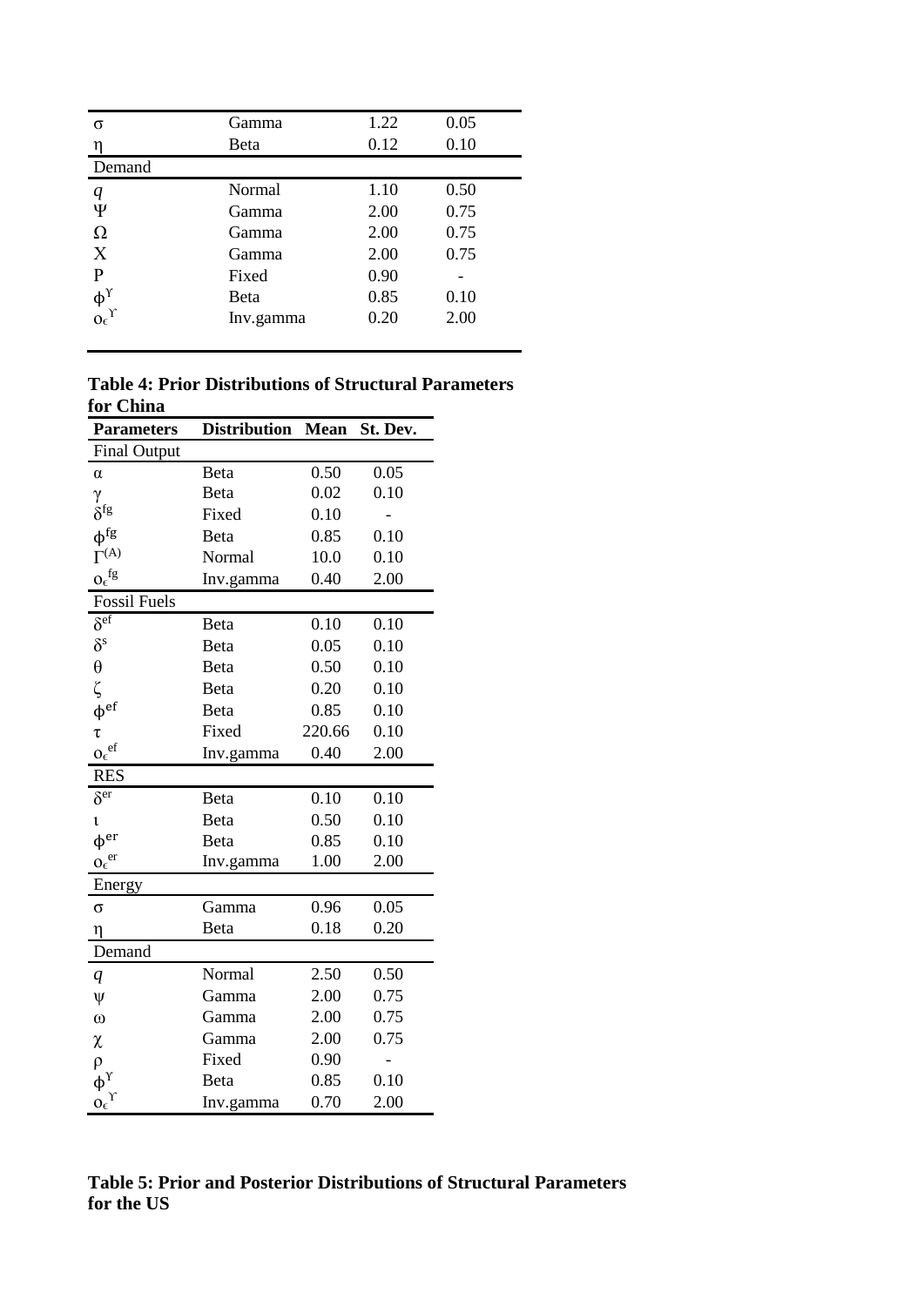| | | | |
|---|---|---|---|
| $\sigma$ | Gamma | 1.22 | 0.05 |
| $\eta$ | Beta | 0.12 | 0.10 |
| Demand | | | |
| $q$ | Normal | 1.10 | 0.50 |
| $\Psi$ | Gamma | 2.00 | 0.75 |
| $\Omega$ | Gamma | 2.00 | 0.75 |
| $\mathrm{X}$ | Gamma | 2.00 | 0.75 |
| $\mathrm{P}$ | Fixed | 0.90 | - |
| $\phi^{\Upsilon}$ | Beta | 0.85 | 0.10 |
| $o_{\epsilon}^{\Upsilon}$ | Inv.gamma | 0.20 | 2.00 |

**Table 4: Prior Distributions of Structural Parameters for China**

| Parameters | Distribution | Mean | St. Dev. |
|---|---|---|---|
| Final Output | | | |
| $\alpha$ | Beta | 0.50 | 0.05 |
| $\gamma$ | Beta | 0.02 | 0.10 |
| $\delta^{fg}$ | Fixed | 0.10 | - |
| $\phi^{fg}$ | Beta | 0.85 | 0.10 |
| $\Gamma^{(A)}$ | Normal | 10.0 | 0.10 |
| $o_{\epsilon}^{fg}$ | Inv.gamma | 0.40 | 2.00 |
| Fossil Fuels | | | |
| $\delta^{ef}$ | Beta | 0.10 | 0.10 |
| $\delta^{s}$ | Beta | 0.05 | 0.10 |
| $\theta$ | Beta | 0.50 | 0.10 |
| $\zeta$ | Beta | 0.20 | 0.10 |
| $\phi^{ef}$ | Beta | 0.85 | 0.10 |
| $\tau$ | Fixed | 220.66 | 0.10 |
| $o_{\epsilon}^{ef}$ | Inv.gamma | 0.40 | 2.00 |
| RES | | | |
| $\delta^{er}$ | Beta | 0.10 | 0.10 |
| $\iota$ | Beta | 0.50 | 0.10 |
| $\phi^{er}$ | Beta | 0.85 | 0.10 |
| $o_{\epsilon}^{er}$ | Inv.gamma | 1.00 | 2.00 |
| Energy | | | |
| $\sigma$ | Gamma | 0.96 | 0.05 |
| $\eta$ | Beta | 0.18 | 0.20 |
| Demand | | | |
| $q$ | Normal | 2.50 | 0.50 |
| $\psi$ | Gamma | 2.00 | 0.75 |
| $\omega$ | Gamma | 2.00 | 0.75 |
| $\chi$ | Gamma | 2.00 | 0.75 |
| $\rho$ | Fixed | 0.90 | - |
| $\phi^{\Upsilon}$ | Beta | 0.85 | 0.10 |
| $o_{\epsilon}^{\Upsilon}$ | Inv.gamma | 0.70 | 2.00 |

**Table 5: Prior and Posterior Distributions of Structural Parameters for the US**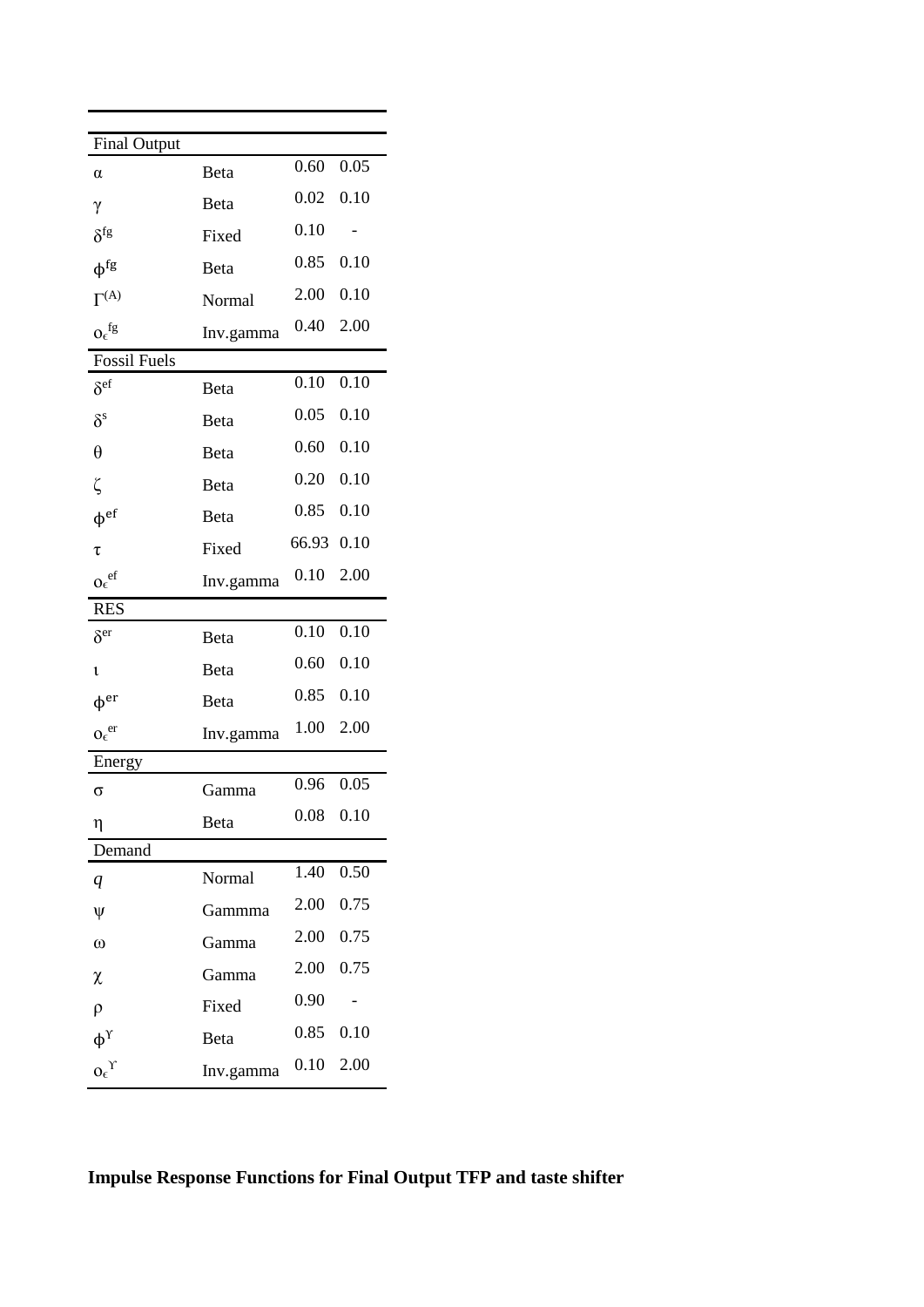| | | | |
|---|---|---|---|
| Final Output | | | |
| $\alpha$ | Beta | 0.60 | 0.05 |
| $\gamma$ | Beta | 0.02 | 0.10 |
| $\delta^{fg}$ | Fixed | 0.10 | - |
| $\phi^{fg}$ | Beta | 0.85 | 0.10 |
| $\Gamma^{(A)}$ | Normal | 2.00 | 0.10 |
| $o_{\epsilon}^{fg}$ | Inv.gamma | 0.40 | 2.00 |
| Fossil Fuels | | | |
| $\delta^{ef}$ | Beta | 0.10 | 0.10 |
| $\delta^{s}$ | Beta | 0.05 | 0.10 |
| $\theta$ | Beta | 0.60 | 0.10 |
| $\zeta$ | Beta | 0.20 | 0.10 |
| $\phi^{ef}$ | Beta | 0.85 | 0.10 |
| $\tau$ | Fixed | 66.93 | 0.10 |
| $o_{\epsilon}^{ef}$ | Inv.gamma | 0.10 | 2.00 |
| RES | | | |
| $\delta^{er}$ | Beta | 0.10 | 0.10 |
| $\iota$ | Beta | 0.60 | 0.10 |
| $\phi^{er}$ | Beta | 0.85 | 0.10 |
| $o_{\epsilon}^{er}$ | Inv.gamma | 1.00 | 2.00 |
| Energy | | | |
| $\sigma$ | Gamma | 0.96 | 0.05 |
| $\eta$ | Beta | 0.08 | 0.10 |
| Demand | | | |
| $q$ | Normal | 1.40 | 0.50 |
| $\psi$ | Gammma | 2.00 | 0.75 |
| $\omega$ | Gamma | 2.00 | 0.75 |
| $\chi$ | Gamma | 2.00 | 0.75 |
| $\rho$ | Fixed | 0.90 | - |
| $\phi^{\Upsilon}$ | Beta | 0.85 | 0.10 |
| $o_{\epsilon}^{\Upsilon}$ | Inv.gamma | 0.10 | 2.00 |

**Impulse Response Functions for Final Output TFP and taste shifter**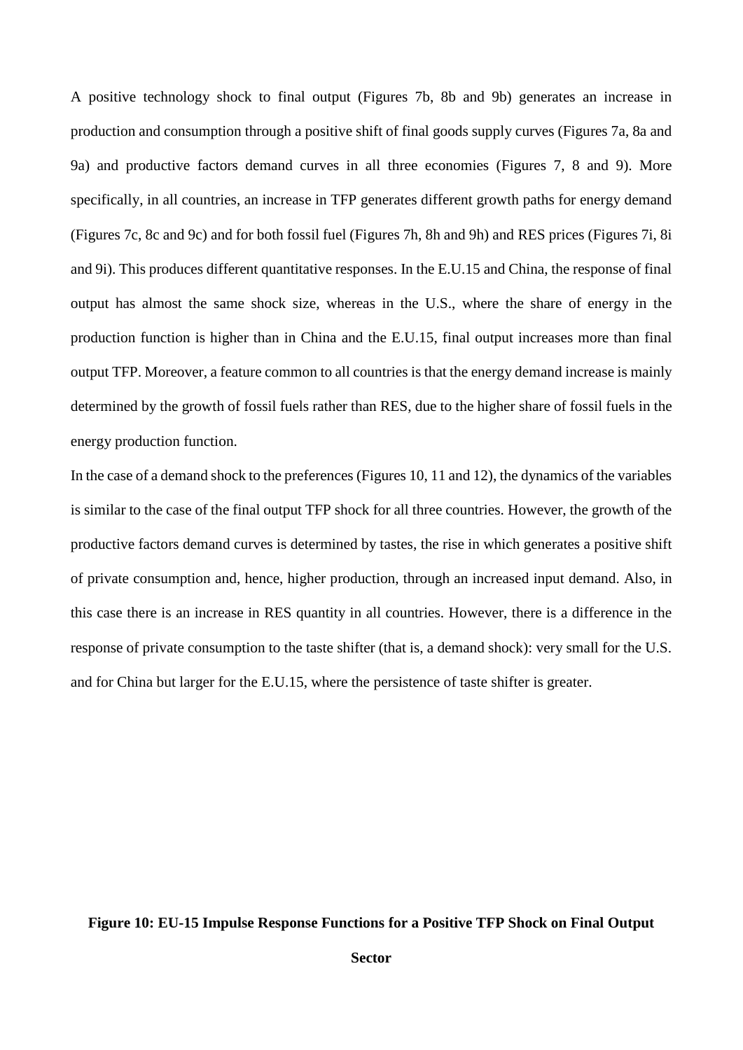A positive technology shock to final output (Figures 7b, 8b and 9b) generates an increase in production and consumption through a positive shift of final goods supply curves (Figures 7a, 8a and 9a) and productive factors demand curves in all three economies (Figures 7, 8 and 9). More specifically, in all countries, an increase in TFP generates different growth paths for energy demand (Figures 7c, 8c and 9c) and for both fossil fuel (Figures 7h, 8h and 9h) and RES prices (Figures 7i, 8i and 9i). This produces different quantitative responses. In the E.U.15 and China, the response of final output has almost the same shock size, whereas in the U.S., where the share of energy in the production function is higher than in China and the E.U.15, final output increases more than final output TFP. Moreover, a feature common to all countries is that the energy demand increase is mainly determined by the growth of fossil fuels rather than RES, due to the higher share of fossil fuels in the energy production function.

In the case of a demand shock to the preferences (Figures 10, 11 and 12), the dynamics of the variables is similar to the case of the final output TFP shock for all three countries. However, the growth of the productive factors demand curves is determined by tastes, the rise in which generates a positive shift of private consumption and, hence, higher production, through an increased input demand. Also, in this case there is an increase in RES quantity in all countries. However, there is a difference in the response of private consumption to the taste shifter (that is, a demand shock): very small for the U.S. and for China but larger for the E.U.15, where the persistence of taste shifter is greater.

**Figure 10: EU-15 Impulse Response Functions for a Positive TFP Shock on Final Output Sector**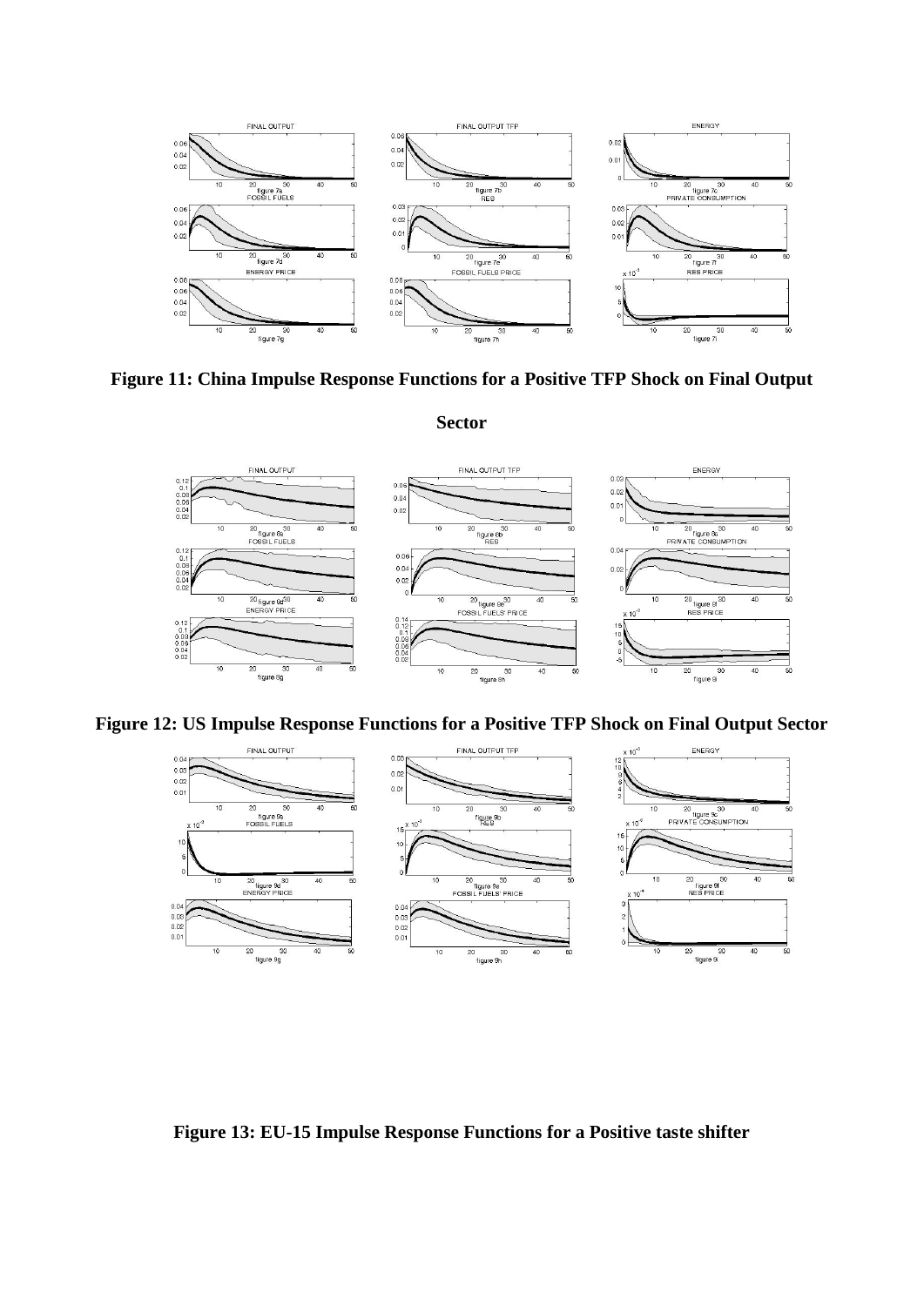**Figure 11: China Impulse Response Functions for a Positive TFP Shock on Final Output Sector**

**Figure 12: US Impulse Response Functions for a Positive TFP Shock on Final Output Sector**

**Figure 13: EU-15 Impulse Response Functions for a Positive taste shifter**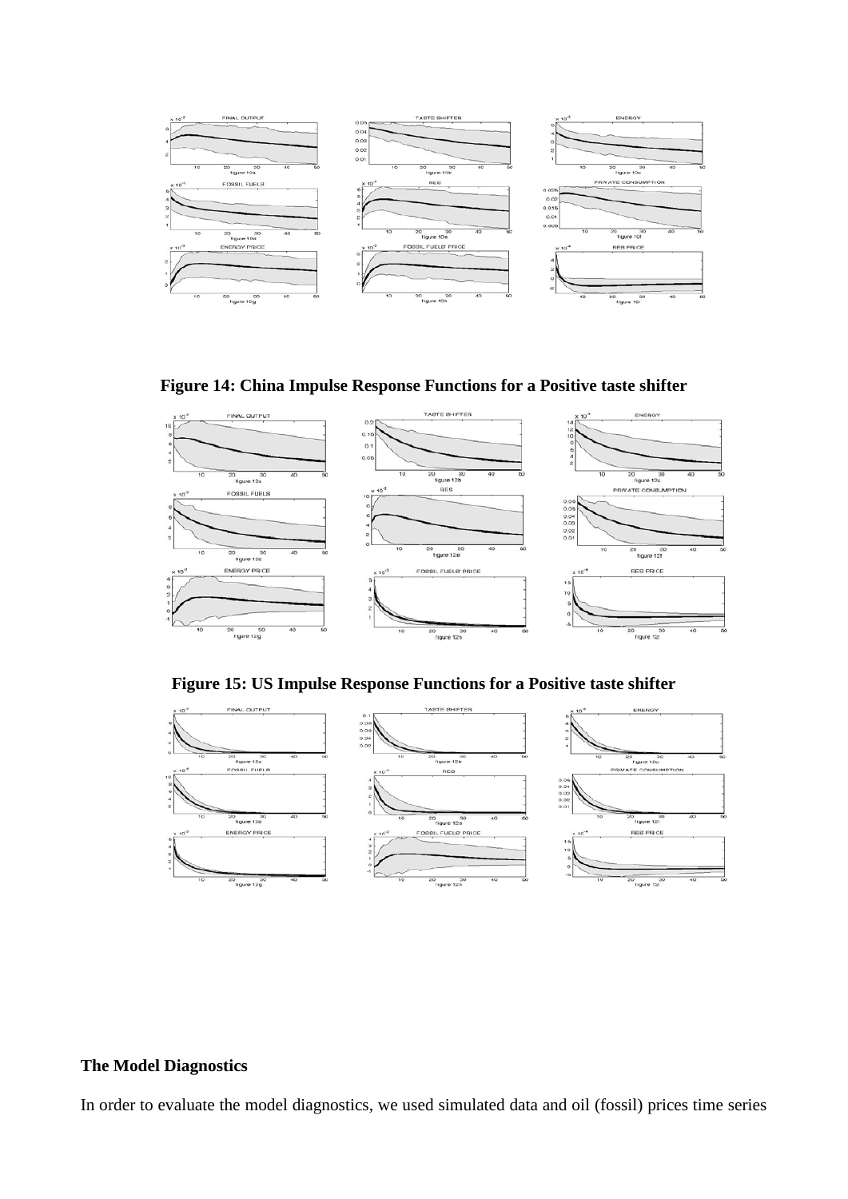**Figure 14: China Impulse Response Functions for a Positive taste shifter**

**Figure 15: US Impulse Response Functions for a Positive taste shifter**

**The Model Diagnostics**

In order to evaluate the model diagnostics, we used simulated data and oil (fossil) prices time series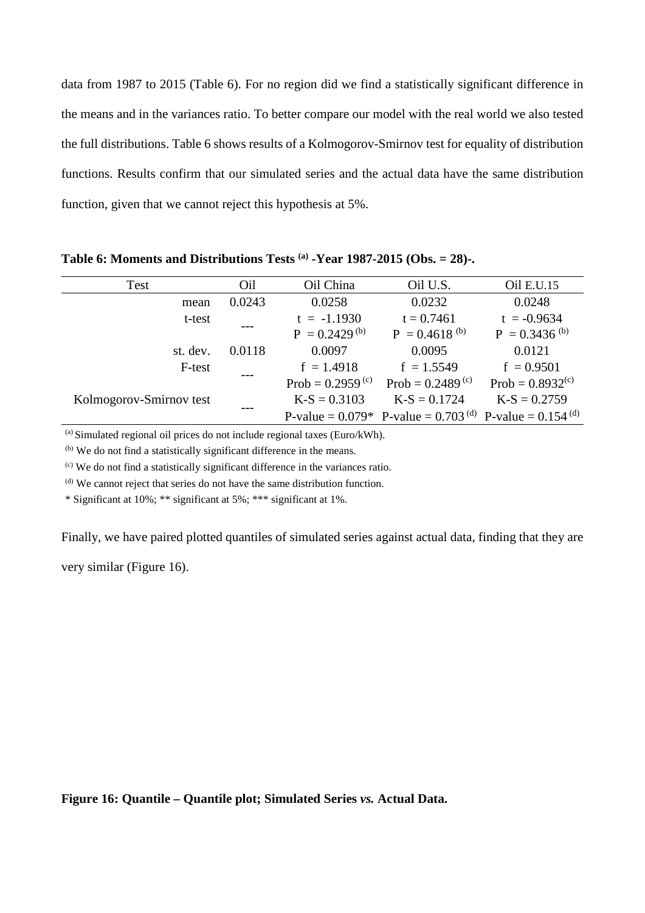data from 1987 to 2015 (Table 6). For no region did we find a statistically significant difference in the means and in the variances ratio. To better compare our model with the real world we also tested the full distributions. Table 6 shows results of a Kolmogorov-Smirnov test for equality of distribution functions. Results confirm that our simulated series and the actual data have the same distribution function, given that we cannot reject this hypothesis at 5%.

**Table 6: Moments and Distributions Tests [(a)] -Year 1987-2015 (Obs. = 28)-.**

| Test | Oil | Oil China | Oil U.S. | Oil E.U.15 |
|---|---|---|---|---|
| mean | 0.0243 | 0.0258 | 0.0232 | 0.0248 |
| t-test | --- | $t = -1.1930$<br>$P = 0.2429$ [(b)] | $t = 0.7461$<br>$P = 0.4618$ [(b)] | $t = -0.9634$<br>$P = 0.3436$ [(b)] |
| st. dev. | 0.0118 | 0.0097 | 0.0095 | 0.0121 |
| F-test | --- | $f = 1.4918$<br>Prob = 0.2959 [(c)] | $f = 1.5549$<br>Prob = 0.2489 [(c)] | $f = 0.9501$<br>Prob = 0.8932[(c)] |
| Kolmogorov-Smirnov test | --- | K-S = 0.3103<br>P-value = 0.079* | K-S = 0.1724<br>P-value = 0.703 [(d)] | K-S = 0.2759<br>P-value = 0.154 [(d)] |

[(a)] Simulated regional oil prices do not include regional taxes (Euro/kWh).

[(b)] We do not find a statistically significant difference in the means.

[(c)] We do not find a statistically significant difference in the variances ratio.

[(d)] We cannot reject that series do not have the same distribution function.

* Significant at 10%; ** significant at 5%; *** significant at 1%.

Finally, we have paired plotted quantiles of simulated series against actual data, finding that they are very similar (Figure 16).

**Figure 16: Quantile – Quantile plot; Simulated Series *vs.* Actual Data.**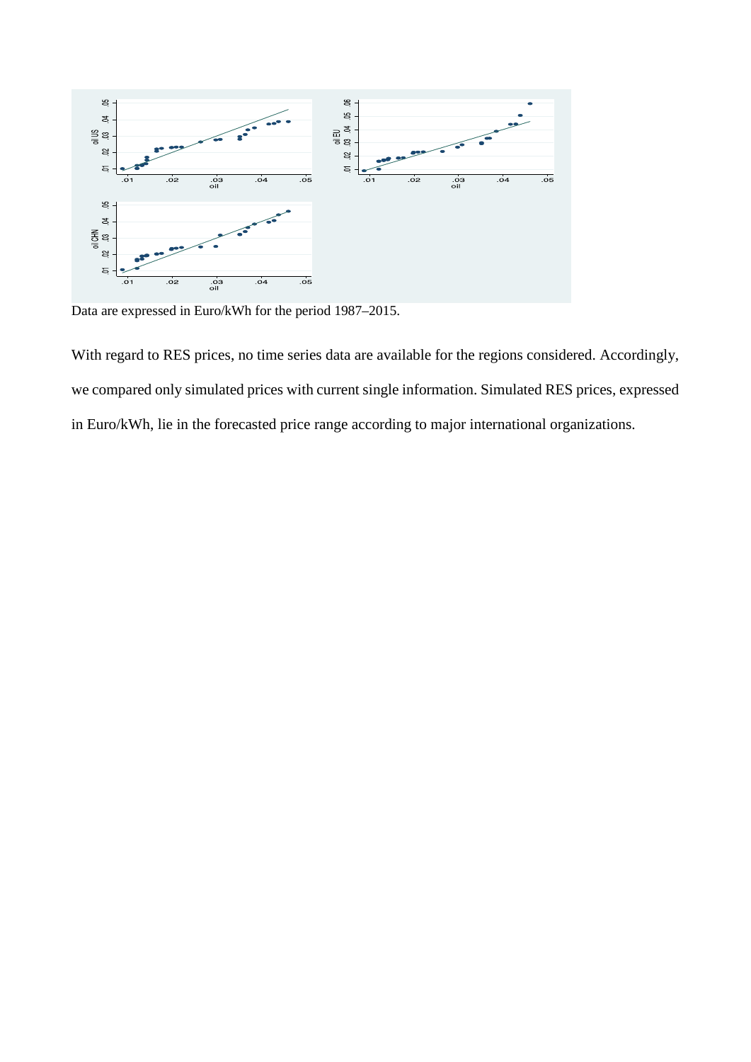oil US

.01 .02 .03 .04 .05

.01 .02 .03 .04 .05

oil

oil EU

.01 .02 .03 .04 .05 .06

.01 .02 .03 .04 .05

oil

oil CHN

.01 .02 .03 .04 .05

.01 .02 .03 .04 .05

oil

Data are expressed in Euro/kWh for the period 1987–2015.

With regard to RES prices, no time series data are available for the regions considered. Accordingly, we compared only simulated prices with current single information. Simulated RES prices, expressed in Euro/kWh, lie in the forecasted price range according to major international organizations.